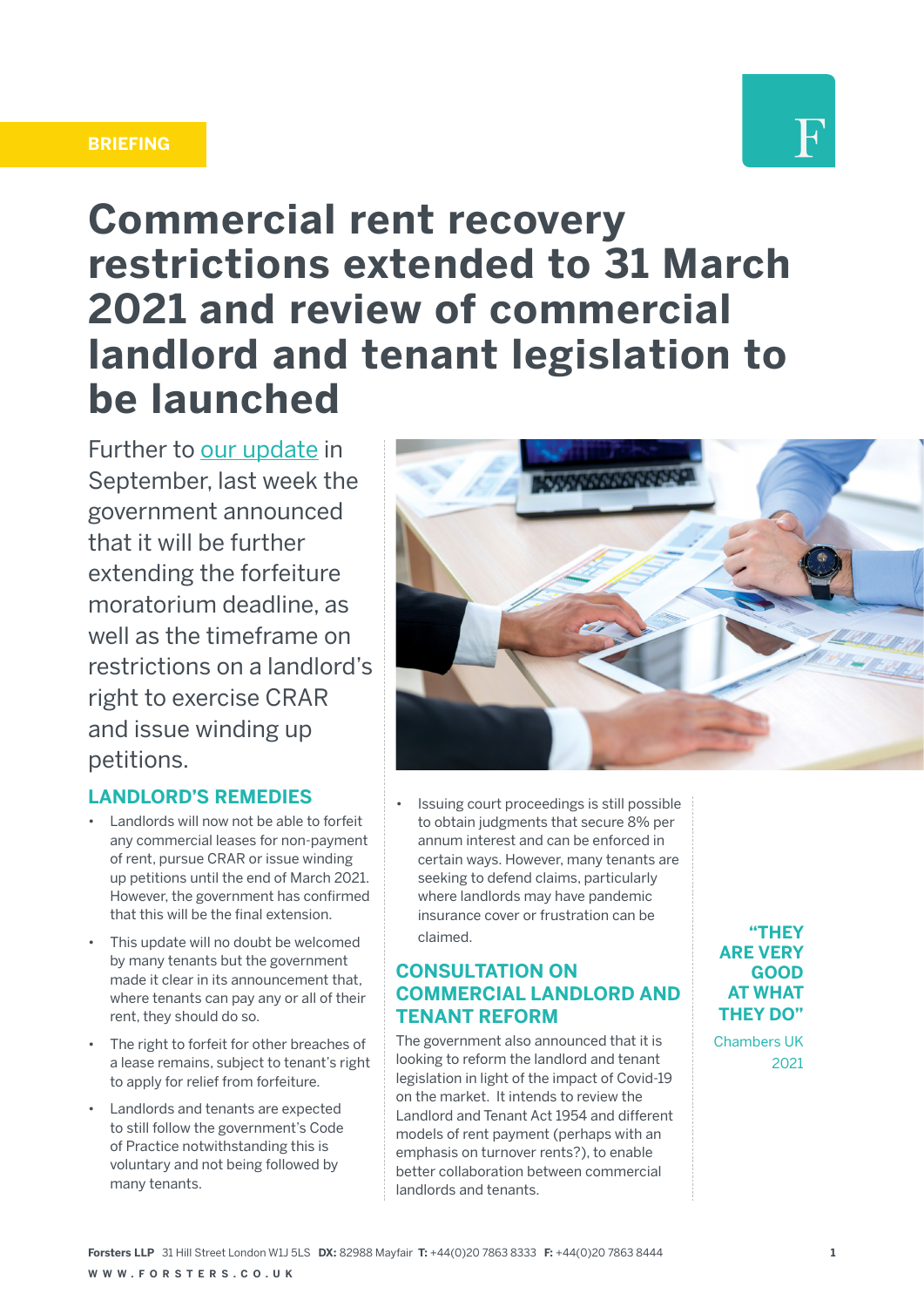BRIEFING

# Commercial rent recovery restrictions extended to 31 March 2021 and review of commercial landlord and tenant legislation to be launched

Further to [our update](our update) in September, last week the government announced that it will be further extending the forfeiture moratorium deadline, as well as the timeframe on restrictions on a landlord's right to exercise CRAR and issue winding up petitions.

## LANDLORD'S REMEDIES

- Landlords will now not be able to forfeit any commercial leases for non-payment of rent, pursue CRAR or issue winding up petitions until the end of March 2021. However, the government has confirmed that this will be the final extension.
- This update will no doubt be welcomed by many tenants but the government made it clear in its announcement that, where tenants can pay any or all of their rent, they should do so.
- The right to forfeit for other breaches of a lease remains, subject to tenant's right to apply for relief from forfeiture.
- Landlords and tenants are expected to still follow the government's Code of Practice notwithstanding this is voluntary and not being followed by many tenants.
- Issuing court proceedings is still possible to obtain judgments that secure 8% per annum interest and can be enforced in certain ways. However, many tenants are seeking to defend claims, particularly where landlords may have pandemic insurance cover or frustration can be claimed.

## CONSULTATION ON COMMERCIAL LANDLORD AND TENANT REFORM

The government also announced that it is looking to reform the landlord and tenant legislation in light of the impact of Covid-19 on the market. It intends to review the Landlord and Tenant Act 1954 and different models of rent payment (perhaps with an emphasis on turnover rents?), to enable better collaboration between commercial landlords and tenants.

**"THEY ARE VERY GOOD AT WHAT THEY DO"**

Chambers UK 2021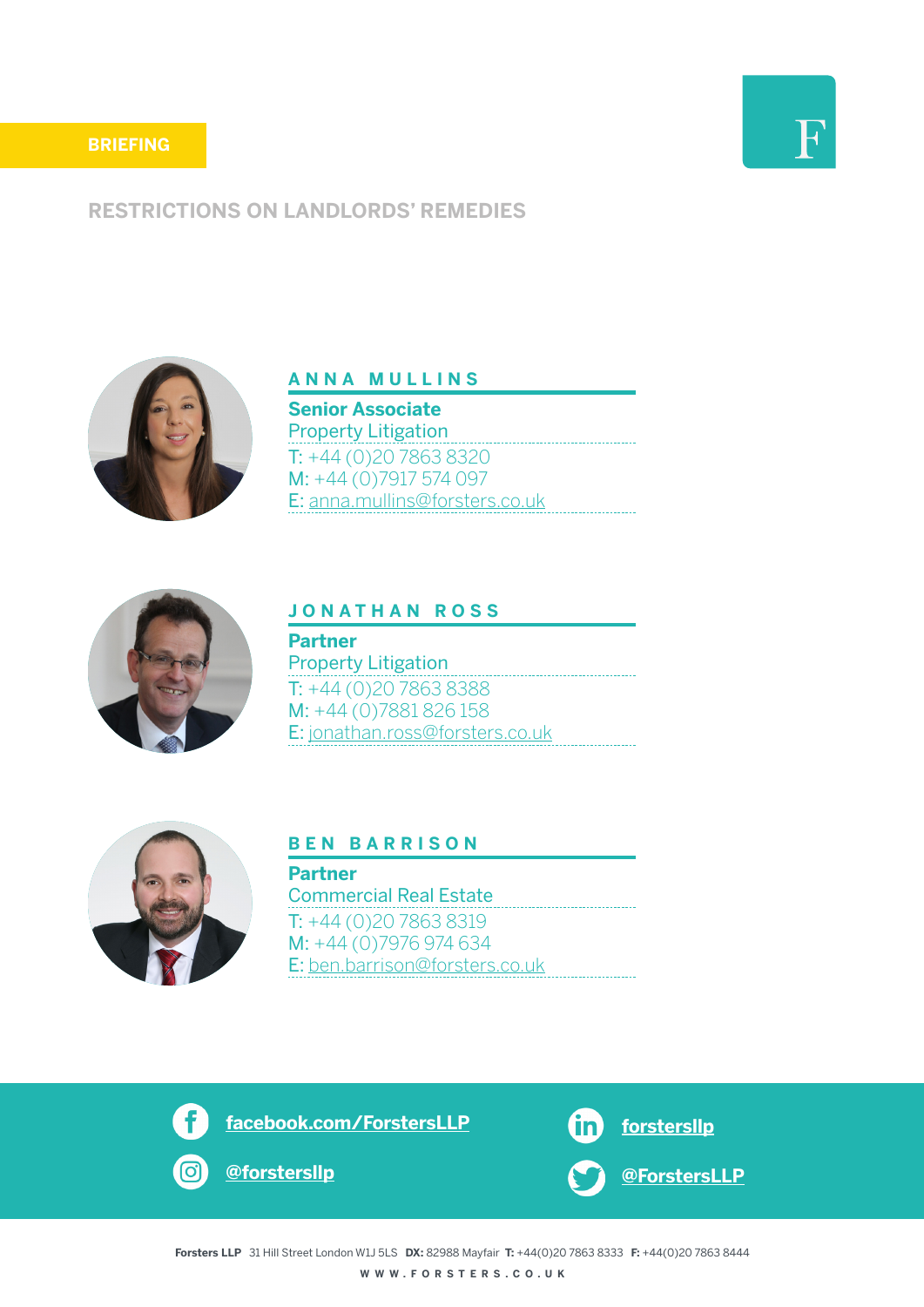BRIEFING

## RESTRICTIONS ON LANDLORDS' REMEDIES

### ANNA MULLINS

**Senior Associate**
Property Litigation
T: +44 (0)20 7863 8320
M: +44 (0)7917 574 097
E: anna.mullins@forsters.co.uk

### JONATHAN ROSS

**Partner**
Property Litigation
T: +44 (0)20 7863 8388
M: +44 (0)7881 826 158
E: jonathan.ross@forsters.co.uk

### BEN BARRISON

**Partner**
Commercial Real Estate
T: +44 (0)20 7863 8319
M: +44 (0)7976 974 634
E: ben.barrison@forsters.co.uk

facebook.com/ForstersLLP

forstersllp

@forstersllp

@ForstersLLP

**Forsters LLP** 31 Hill Street London W1J 5LS **DX:** 82988 Mayfair **T:** +44(0)20 7863 8333 **F:** +44(0)20 7863 8444

WWW.FORSTERS.CO.UK